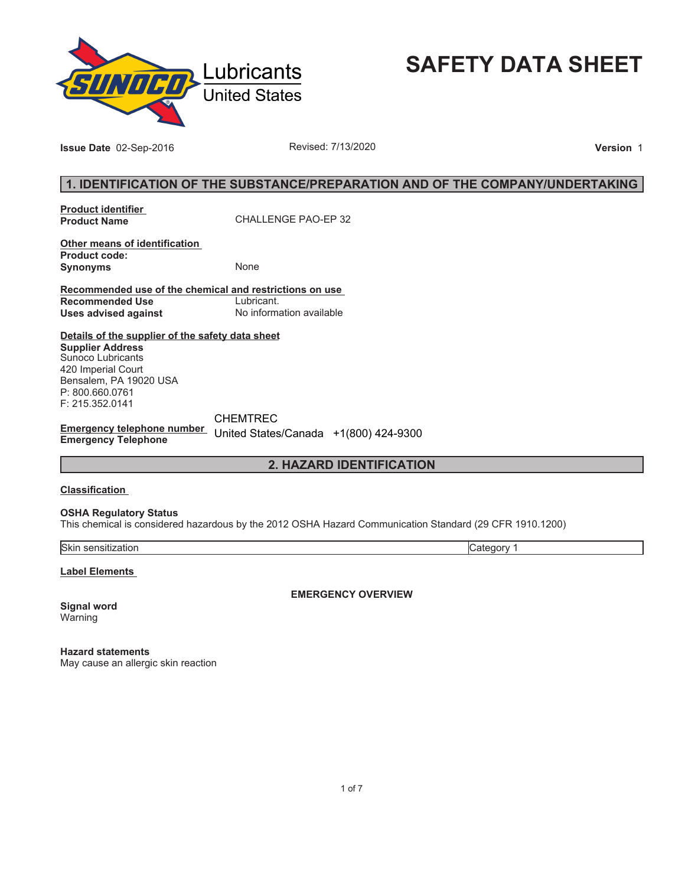Lubricants
United States

# SAFETY DATA SHEET

**Issue Date** 02-Sep-2016 Revised: 7/13/2020 **Version** 1

## 1. IDENTIFICATION OF THE SUBSTANCE/PREPARATION AND OF THE COMPANY/UNDERTAKING

**Product identifier**
**Product Name** CHALLENGE PAO-EP 32

**Other means of identification**
**Product code:**
**Synonyms** None

**Recommended use of the chemical and restrictions on use**
**Recommended Use** Lubricant.
**Uses advised against** No information available

**Details of the supplier of the safety data sheet**
**Supplier Address**
Sunoco Lubricants
420 Imperial Court
Bensalem, PA 19020 USA
P: 800.660.0761
F: 215.352.0141

**Emergency telephone number**
**Emergency Telephone** CHEMTREC
United States/Canada +1(800) 424-9300

## 2. HAZARD IDENTIFICATION

**Classification**

**OSHA Regulatory Status**
This chemical is considered hazardous by the 2012 OSHA Hazard Communication Standard (29 CFR 1910.1200)

| Skin sensitization | Category 1 |
|---|---|

**Label Elements**

**EMERGENCY OVERVIEW**

**Signal word**
Warning

**Hazard statements**
May cause an allergic skin reaction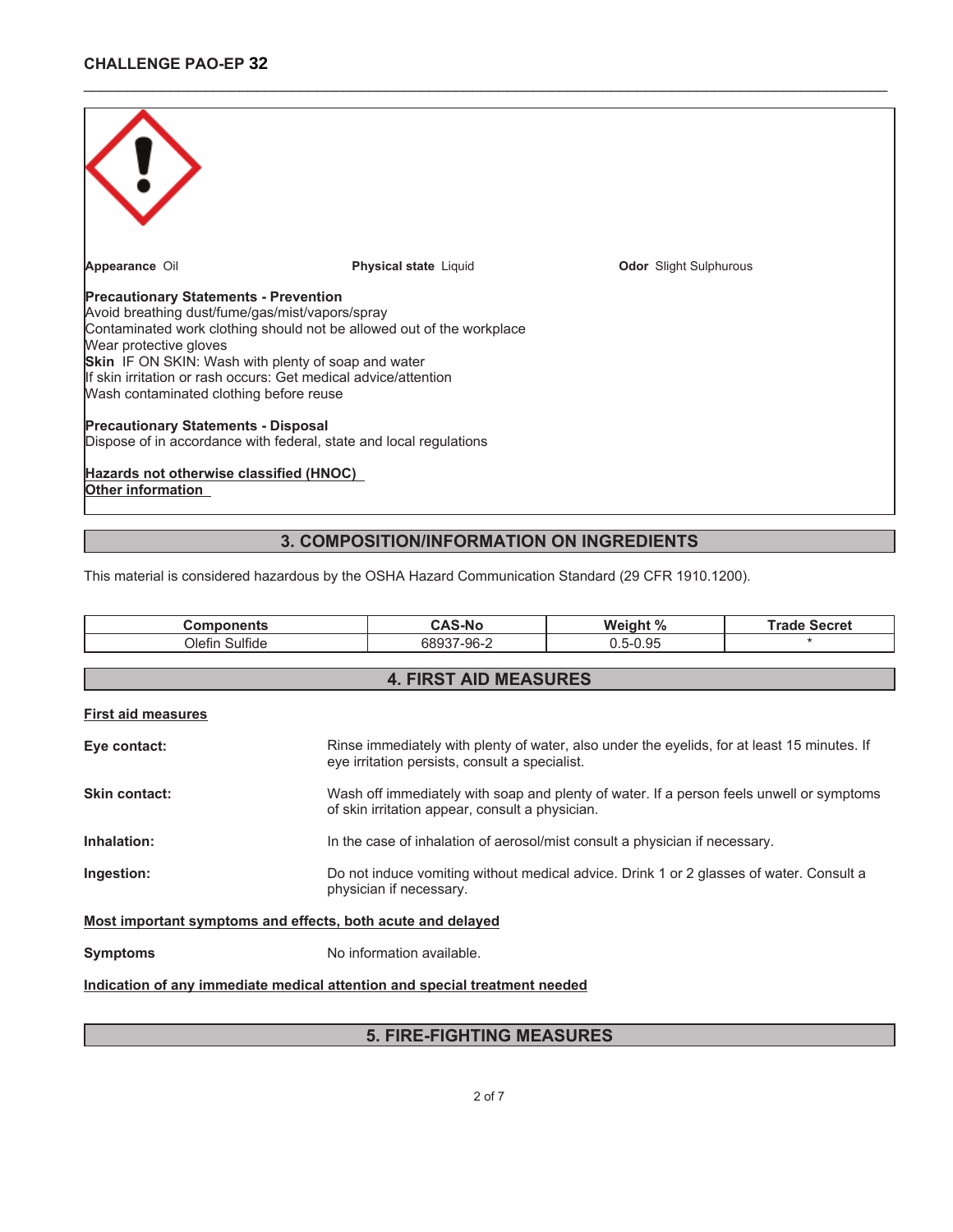**Appearance** Oil **Physical state** Liquid **Odor** Slight Sulphurous

**Precautionary Statements - Prevention**
Avoid breathing dust/fume/gas/mist/vapors/spray
Contaminated work clothing should not be allowed out of the workplace
Wear protective gloves
**Skin** IF ON SKIN: Wash with plenty of soap and water
If skin irritation or rash occurs: Get medical advice/attention
Wash contaminated clothing before reuse

**Precautionary Statements - Disposal**
Dispose of in accordance with federal, state and local regulations

**Hazards not otherwise classified (HNOC)**
**Other information**

## 3. COMPOSITION/INFORMATION ON INGREDIENTS

This material is considered hazardous by the OSHA Hazard Communication Standard (29 CFR 1910.1200).

| Components | CAS-No | Weight % | Trade Secret |
|---|---|---|---|
| Olefin Sulfide | 68937-96-2 | 0.5-0.95 | * |

## 4. FIRST AID MEASURES

**First aid measures**

**Eye contact:** Rinse immediately with plenty of water, also under the eyelids, for at least 15 minutes. If eye irritation persists, consult a specialist.

**Skin contact:** Wash off immediately with soap and plenty of water. If a person feels unwell or symptoms of skin irritation appear, consult a physician.

**Inhalation:** In the case of inhalation of aerosol/mist consult a physician if necessary.

**Ingestion:** Do not induce vomiting without medical advice. Drink 1 or 2 glasses of water. Consult a physician if necessary.

**Most important symptoms and effects, both acute and delayed**

**Symptoms** No information available.

**Indication of any immediate medical attention and special treatment needed**

## 5. FIRE-FIGHTING MEASURES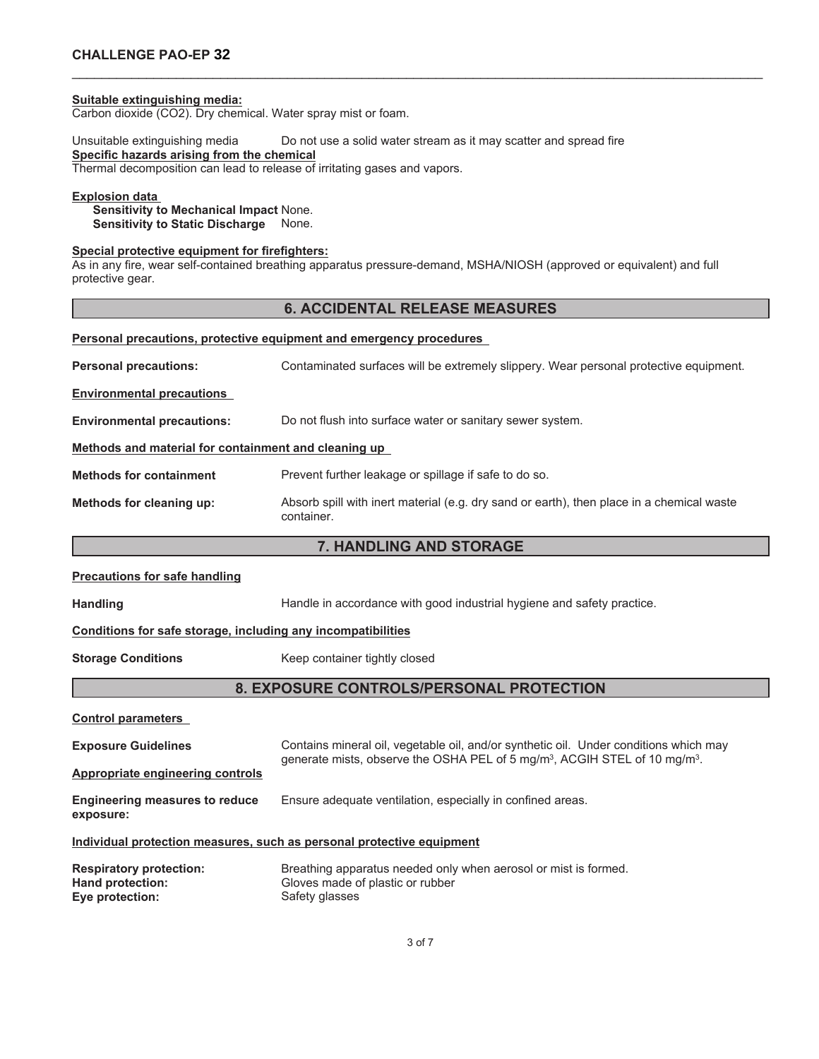**Suitable extinguishing media:**
Carbon dioxide ($CO_2$). Dry chemical. Water spray mist or foam.

Unsuitable extinguishing media Do not use a solid water stream as it may scatter and spread fire

**Specific hazards arising from the chemical**
Thermal decomposition can lead to release of irritating gases and vapors.

**Explosion data**
**Sensitivity to Mechanical Impact** None.
**Sensitivity to Static Discharge** None.

**Special protective equipment for firefighters:**
As in any fire, wear self-contained breathing apparatus pressure-demand, MSHA/NIOSH (approved or equivalent) and full protective gear.

## 6. ACCIDENTAL RELEASE MEASURES

**Personal precautions, protective equipment and emergency procedures**

**Personal precautions:** Contaminated surfaces will be extremely slippery. Wear personal protective equipment.

**Environmental precautions**

**Environmental precautions:** Do not flush into surface water or sanitary sewer system.

**Methods and material for containment and cleaning up**

**Methods for containment** Prevent further leakage or spillage if safe to do so.

**Methods for cleaning up:** Absorb spill with inert material (e.g. dry sand or earth), then place in a chemical waste container.

## 7. HANDLING AND STORAGE

**Precautions for safe handling**

**Handling** Handle in accordance with good industrial hygiene and safety practice.

**Conditions for safe storage, including any incompatibilities**

**Storage Conditions** Keep container tightly closed

## 8. EXPOSURE CONTROLS/PERSONAL PROTECTION

**Control parameters**

**Exposure Guidelines** Contains mineral oil, vegetable oil, and/or synthetic oil. Under conditions which may generate mists, observe the OSHA PEL of 5 $mg/m^3$, ACGIH STEL of 10 $mg/m^3$.

**Appropriate engineering controls**

**Engineering measures to reduce exposure:** Ensure adequate ventilation, especially in confined areas.

**Individual protection measures, such as personal protective equipment**

**Respiratory protection:** Breathing apparatus needed only when aerosol or mist is formed.
**Hand protection:** Gloves made of plastic or rubber
**Eye protection:** Safety glasses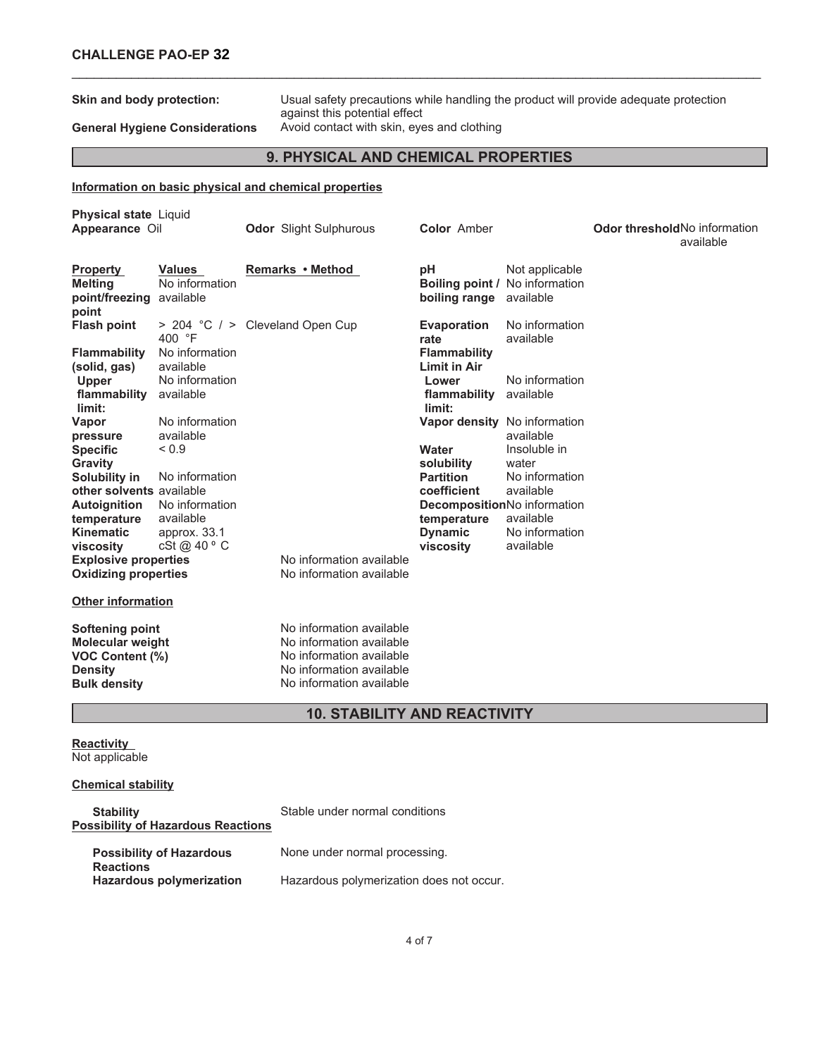**Skin and body protection:** Usual safety precautions while handling the product will provide adequate protection against this potential effect

**General Hygiene Considerations** Avoid contact with skin, eyes and clothing

## 9. PHYSICAL AND CHEMICAL PROPERTIES

### Information on basic physical and chemical properties

**Physical state** Liquid
**Appearance** Oil **Odor** Slight Sulphurous **Color** Amber **Odor threshold** No information available

| Property | Values | Remarks • Method | | |
|---|---|---|---|---|
| **Melting point/freezing point** | No information available | | **pH** | Not applicable |
| **Flash point** | > 204 °C / > 400 °F | Cleveland Open Cup | **Boiling point / boiling range** | No information available |
| **Flammability (solid, gas)** | No information available | | **Evaporation rate** | No information available |
| **Upper flammability limit:** | No information available | | **Flammability Limit in Air** | |
| | | | **Lower flammability limit:** | No information available |
| **Vapor pressure** | No information available | | **Vapor density** | No information available |
| **Specific Gravity** | < 0.9 | | **Water solubility** | Insoluble in water |
| **Solubility in other solvents** | No information available | | **Partition coefficient** | No information available |
| **Autoignition temperature** | No information available | | **Decomposition temperature** | No information available |
| **Kinematic viscosity** | approx. 33.1 cSt @ 40 º C | | **Dynamic viscosity** | No information available |
| **Explosive properties** | | No information available | | |
| **Oxidizing properties** | | No information available | | |

### Other information

| | |
|---|---|
| **Softening point** | No information available |
| **Molecular weight** | No information available |
| **VOC Content (%)** | No information available |
| **Density** | No information available |
| **Bulk density** | No information available |

## 10. STABILITY AND REACTIVITY

### Reactivity

Not applicable

### Chemical stability

**Stability** Stable under normal conditions

### Possibility of Hazardous Reactions

**Possibility of Hazardous Reactions** None under normal processing.

**Hazardous polymerization** Hazardous polymerization does not occur.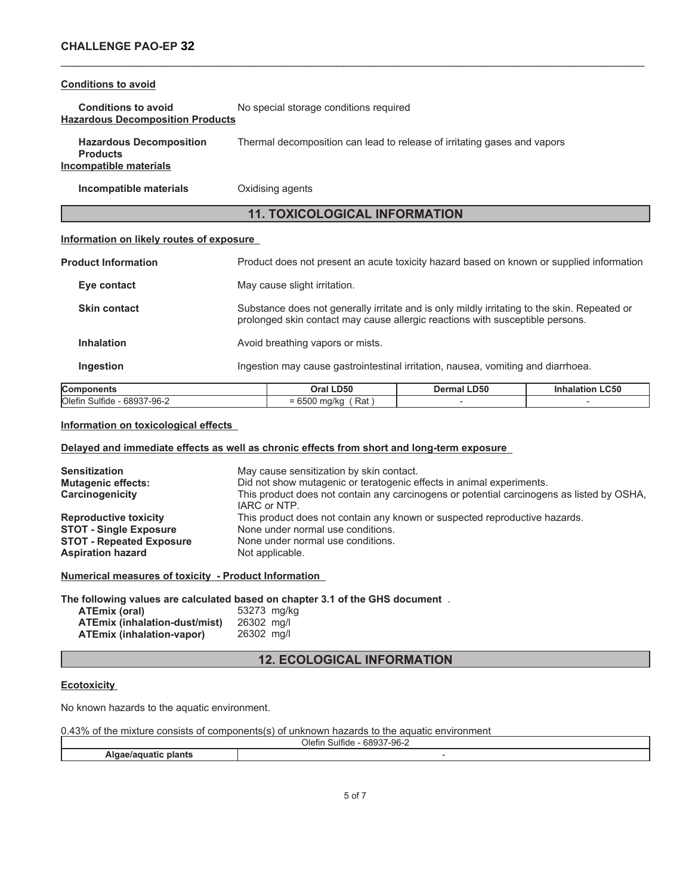**Conditions to avoid**

**Conditions to avoid** No special storage conditions required

**Hazardous Decomposition Products**

**Hazardous Decomposition Products** Thermal decomposition can lead to release of irritating gases and vapors

**Incompatible materials**

**Incompatible materials** Oxidising agents

## 11. TOXICOLOGICAL INFORMATION

**Information on likely routes of exposure**

**Product Information** Product does not present an acute toxicity hazard based on known or supplied information

**Eye contact** May cause slight irritation.

**Skin contact** Substance does not generally irritate and is only mildly irritating to the skin. Repeated or prolonged skin contact may cause allergic reactions with susceptible persons.

**Inhalation** Avoid breathing vapors or mists.

**Ingestion** Ingestion may cause gastrointestinal irritation, nausea, vomiting and diarrhoea.

| Components | Oral LD50 | Dermal LD50 | Inhalation LC50 |
|---|---|---|---|
| Olefin Sulfide - 68937-96-2 | = 6500 mg/kg ( Rat ) | - | - |

**Information on toxicological effects**

**Delayed and immediate effects as well as chronic effects from short and long-term exposure**

**Sensitization** May cause sensitization by skin contact.
**Mutagenic effects:** Did not show mutagenic or teratogenic effects in animal experiments.
**Carcinogenicity** This product does not contain any carcinogens or potential carcinogens as listed by OSHA, IARC or NTP.
**Reproductive toxicity** This product does not contain any known or suspected reproductive hazards.
**STOT - Single Exposure** None under normal use conditions.
**STOT - Repeated Exposure** None under normal use conditions.
**Aspiration hazard** Not applicable.

**Numerical measures of toxicity - Product Information**

**The following values are calculated based on chapter 3.1 of the GHS document** .

**ATEmix (oral)** 53273 mg/kg
**ATEmix (inhalation-dust/mist)** 26302 mg/l
**ATEmix (inhalation-vapor)** 26302 mg/l

## 12. ECOLOGICAL INFORMATION

**Ecotoxicity**

No known hazards to the aquatic environment.

0.43% of the mixture consists of components(s) of unknown hazards to the aquatic environment

| | Olefin Sulfide - 68937-96-2 |
|---|---|
| **Algae/aquatic plants** | - |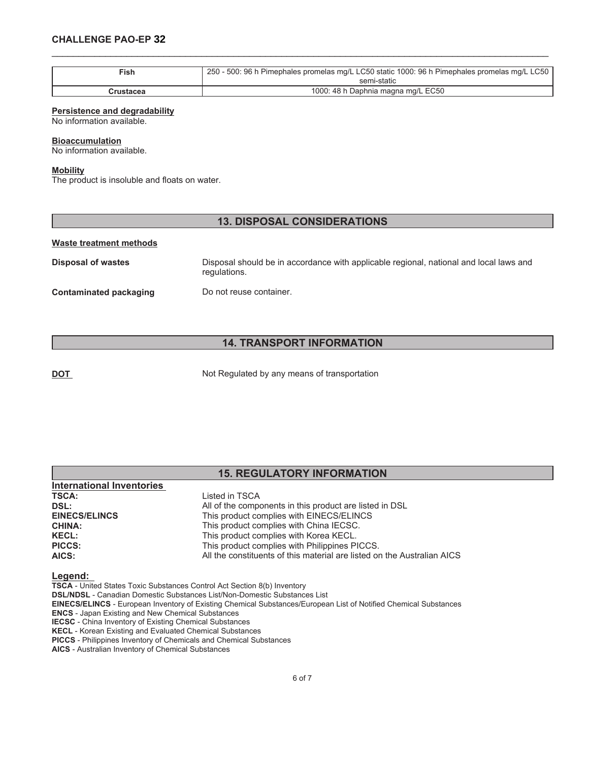| Fish | 250 - 500: 96 h Pimephales promelas mg/L LC50 static 1000: 96 h Pimephales promelas mg/L LC50 semi-static |
|---|---|
| Crustacea | 1000: 48 h Daphnia magna mg/L EC50 |

**Persistence and degradability**
No information available.

**Bioaccumulation**
No information available.

**Mobility**
The product is insoluble and floats on water.

## 13. DISPOSAL CONSIDERATIONS

**Waste treatment methods**

**Disposal of wastes** Disposal should be in accordance with applicable regional, national and local laws and regulations.

**Contaminated packaging** Do not reuse container.

## 14. TRANSPORT INFORMATION

**DOT** Not Regulated by any means of transportation

## 15. REGULATORY INFORMATION

**International Inventories**

**TSCA:** Listed in TSCA
**DSL:** All of the components in this product are listed in DSL
**EINECS/ELINCS** This product complies with EINECS/ELINCS
**CHINA:** This product complies with China IECSC.
**KECL:** This product complies with Korea KECL.
**PICCS:** This product complies with Philippines PICCS.
**AICS:** All the constituents of this material are listed on the Australian AICS

**Legend:**
**TSCA** - United States Toxic Substances Control Act Section 8(b) Inventory
**DSL/NDSL** - Canadian Domestic Substances List/Non-Domestic Substances List
**EINECS/ELINCS** - European Inventory of Existing Chemical Substances/European List of Notified Chemical Substances
**ENCS** - Japan Existing and New Chemical Substances
**IECSC** - China Inventory of Existing Chemical Substances
**KECL** - Korean Existing and Evaluated Chemical Substances
**PICCS** - Philippines Inventory of Chemicals and Chemical Substances
**AICS** - Australian Inventory of Chemical Substances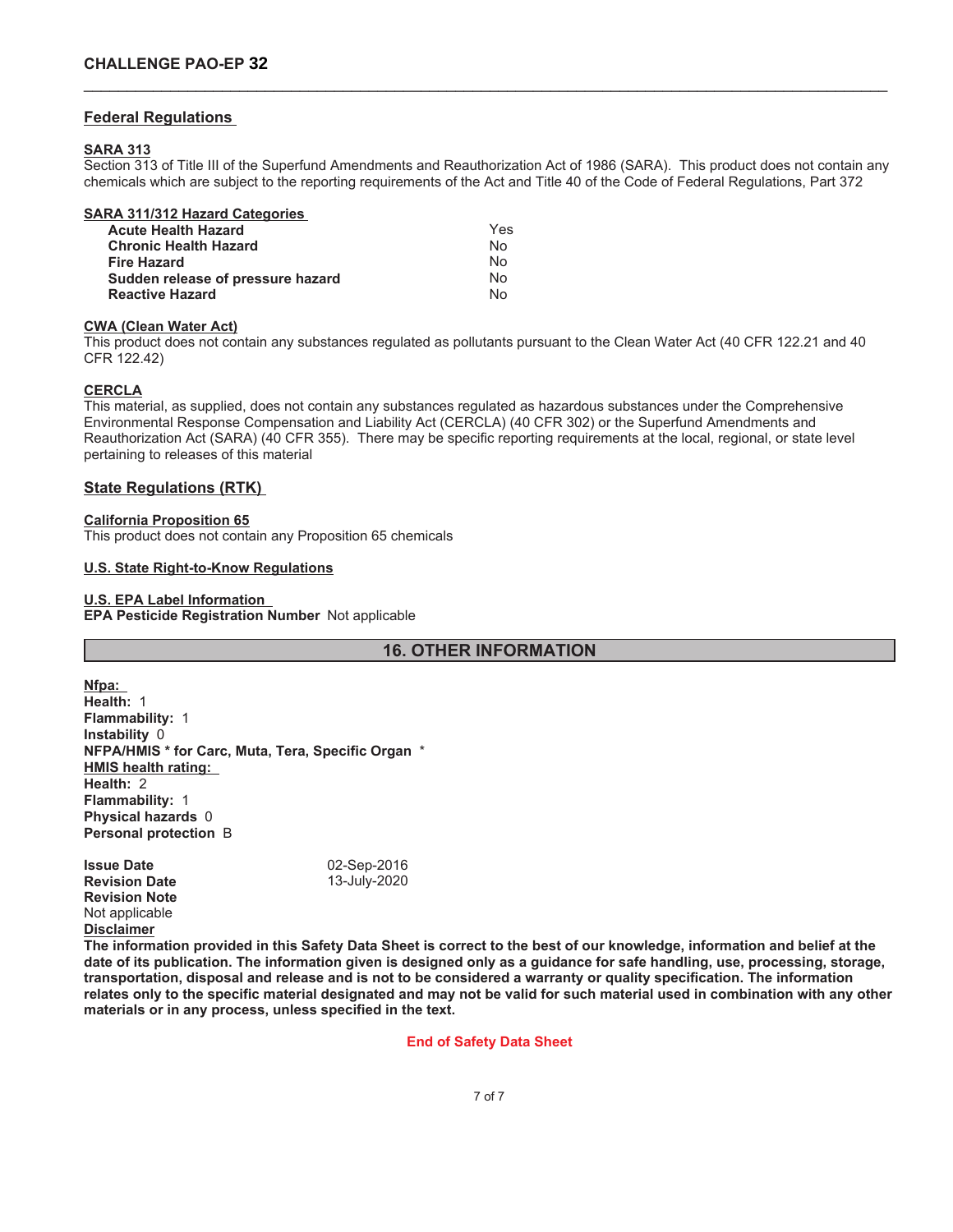## Federal Regulations

### SARA 313

Section 313 of Title III of the Superfund Amendments and Reauthorization Act of 1986 (SARA). This product does not contain any chemicals which are subject to the reporting requirements of the Act and Title 40 of the Code of Federal Regulations, Part 372

### SARA 311/312 Hazard Categories

| | |
|---|---|
| **Acute Health Hazard** | Yes |
| **Chronic Health Hazard** | No |
| **Fire Hazard** | No |
| **Sudden release of pressure hazard** | No |
| **Reactive Hazard** | No |

### CWA (Clean Water Act)

This product does not contain any substances regulated as pollutants pursuant to the Clean Water Act (40 CFR 122.21 and 40 CFR 122.42)

### CERCLA

This material, as supplied, does not contain any substances regulated as hazardous substances under the Comprehensive Environmental Response Compensation and Liability Act (CERCLA) (40 CFR 302) or the Superfund Amendments and Reauthorization Act (SARA) (40 CFR 355). There may be specific reporting requirements at the local, regional, or state level pertaining to releases of this material

## State Regulations (RTK)

### California Proposition 65

This product does not contain any Proposition 65 chemicals

### U.S. State Right-to-Know Regulations

### U.S. EPA Label Information

**EPA Pesticide Registration Number** Not applicable

## 16. OTHER INFORMATION

**Nfpa:**
**Health:** 1
**Flammability:** 1
**Instability** 0
**NFPA/HMIS * for Carc, Muta, Tera, Specific Organ** *

**HMIS health rating:**
**Health:** 2
**Flammability:** 1
**Physical hazards** 0
**Personal protection** B

**Issue Date** 02-Sep-2016
**Revision Date** 13-July-2020
**Revision Note**
Not applicable

**Disclaimer**

**The information provided in this Safety Data Sheet is correct to the best of our knowledge, information and belief at the date of its publication. The information given is designed only as a guidance for safe handling, use, processing, storage, transportation, disposal and release and is not to be considered a warranty or quality specification. The information relates only to the specific material designated and may not be valid for such material used in combination with any other materials or in any process, unless specified in the text.**

**End of Safety Data Sheet**